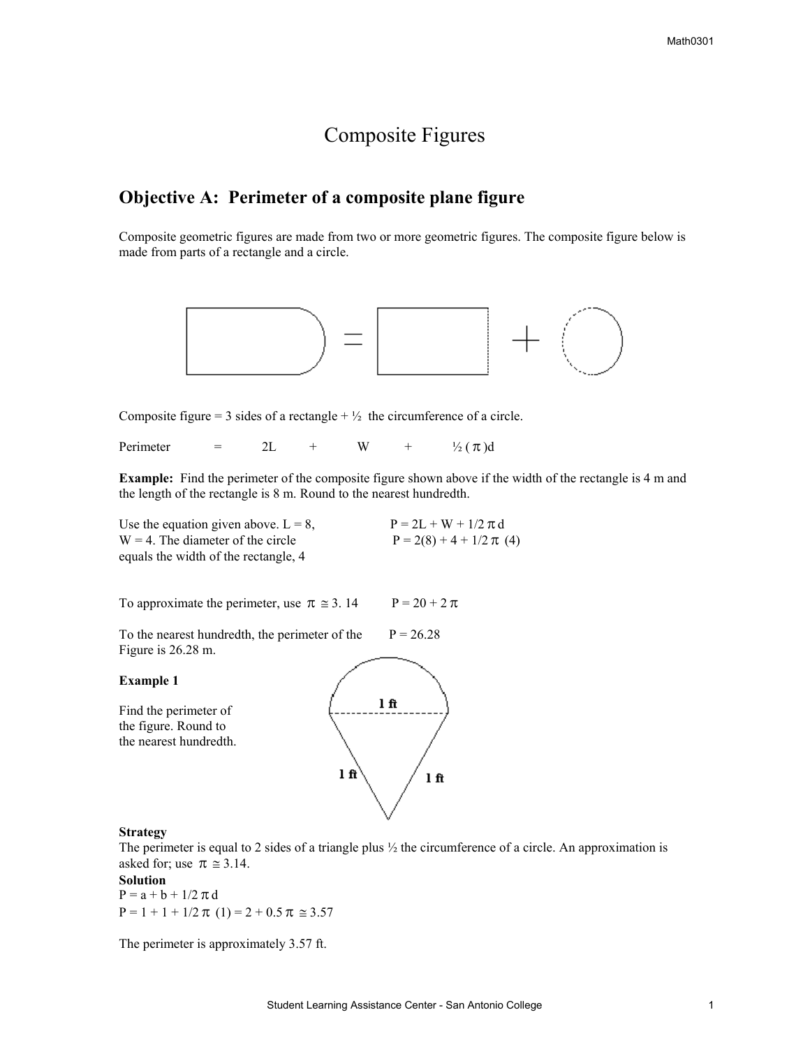# Composite Figures

## Objective A: Perimeter of a composite plane figure

Composite geometric figures are made from two or more geometric figures. The composite figure below is made from parts of a rectangle and a circle.

Composite figure = 3 sides of a rectangle + ½ the circumference of a circle.

Perimeter = $2L$ + $W$ + $\frac{1}{2}(\pi)d$

**Example:** Find the perimeter of the composite figure shown above if the width of the rectangle is 4 m and the length of the rectangle is 8 m. Round to the nearest hundredth.

Use the equation given above. $L = 8$, $W = 4$. The diameter of the circle equals the width of the rectangle, 4

$P = 2L + W + 1/2\,\pi\,d$

$P = 2(8) + 4 + 1/2\,\pi\,(4)$

To approximate the perimeter, use $\pi \cong 3.14$

$P = 20 + 2\pi$

To the nearest hundredth, the perimeter of the Figure is 26.28 m.

$P = 26.28$

**Example 1**

Find the perimeter of the figure. Round to the nearest hundredth.

1 ft

1 ft

1 ft

**Strategy**

The perimeter is equal to 2 sides of a triangle plus ½ the circumference of a circle. An approximation is asked for; use $\pi \cong 3.14$.

**Solution**

$P = a + b + 1/2\,\pi\,d$

$P = 1 + 1 + 1/2\,\pi\,(1) = 2 + 0.5\,\pi \cong 3.57$

The perimeter is approximately 3.57 ft.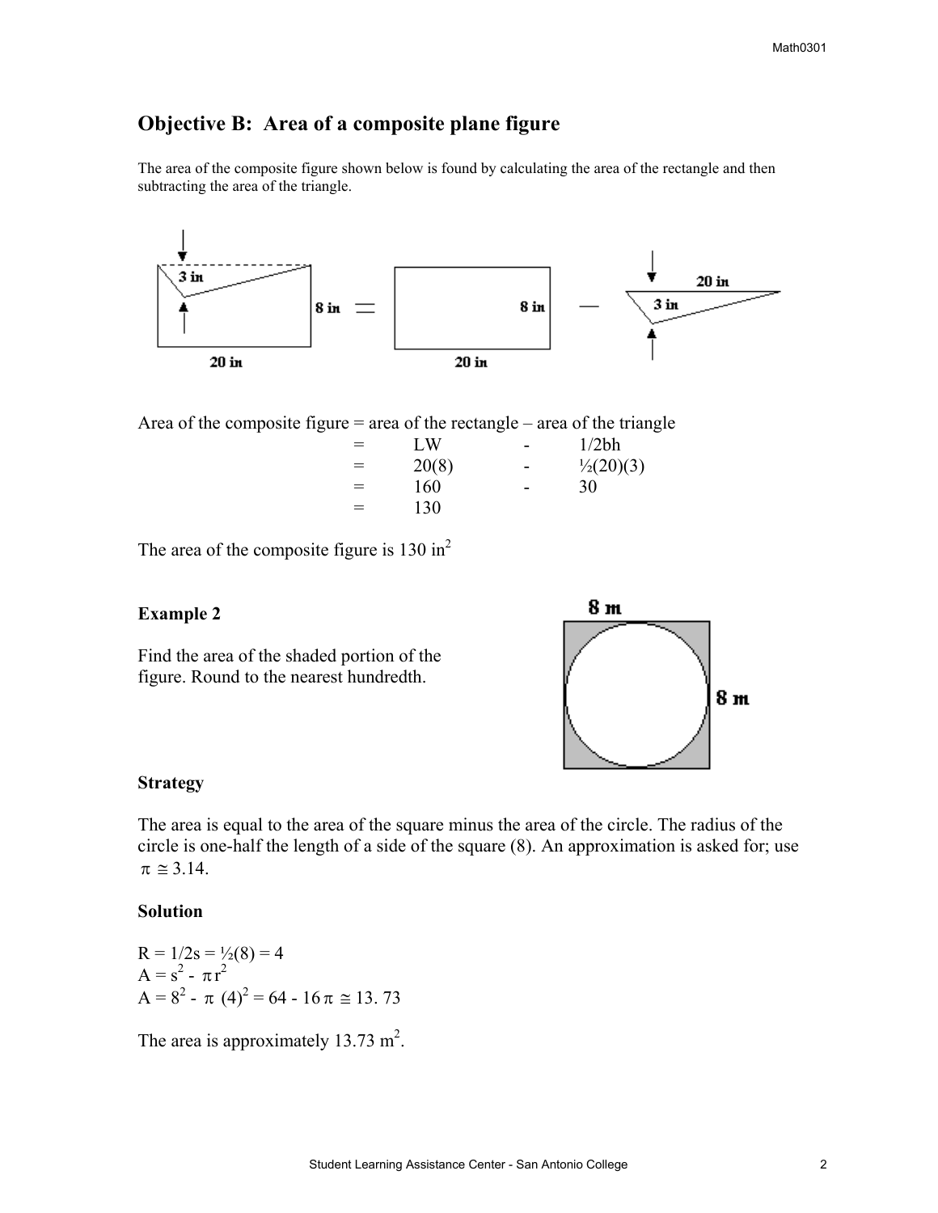## Objective B: Area of a composite plane figure

The area of the composite figure shown below is found by calculating the area of the rectangle and then subtracting the area of the triangle.

Area of the composite figure = area of the rectangle – area of the triangle

| | | | |
|---|---|---|---|
| = | LW | - | 1/2bh |
| = | 20(8) | - | ½(20)(3) |
| = | 160 | - | 30 |
| = | 130 | | |

The area of the composite figure is 130 $in^2$

**Example 2**

Find the area of the shaded portion of the figure. Round to the nearest hundredth.

**Strategy**

The area is equal to the area of the square minus the area of the circle. The radius of the circle is one-half the length of a side of the square (8). An approximation is asked for; use $\pi \cong 3.14$.

**Solution**

$R = 1/2s = ½(8) = 4$

$A = s^2 - \pi r^2$

$A = 8^2 - \pi (4)^2 = 64 - 16\pi \cong 13.73$

The area is approximately 13.73 $m^2$.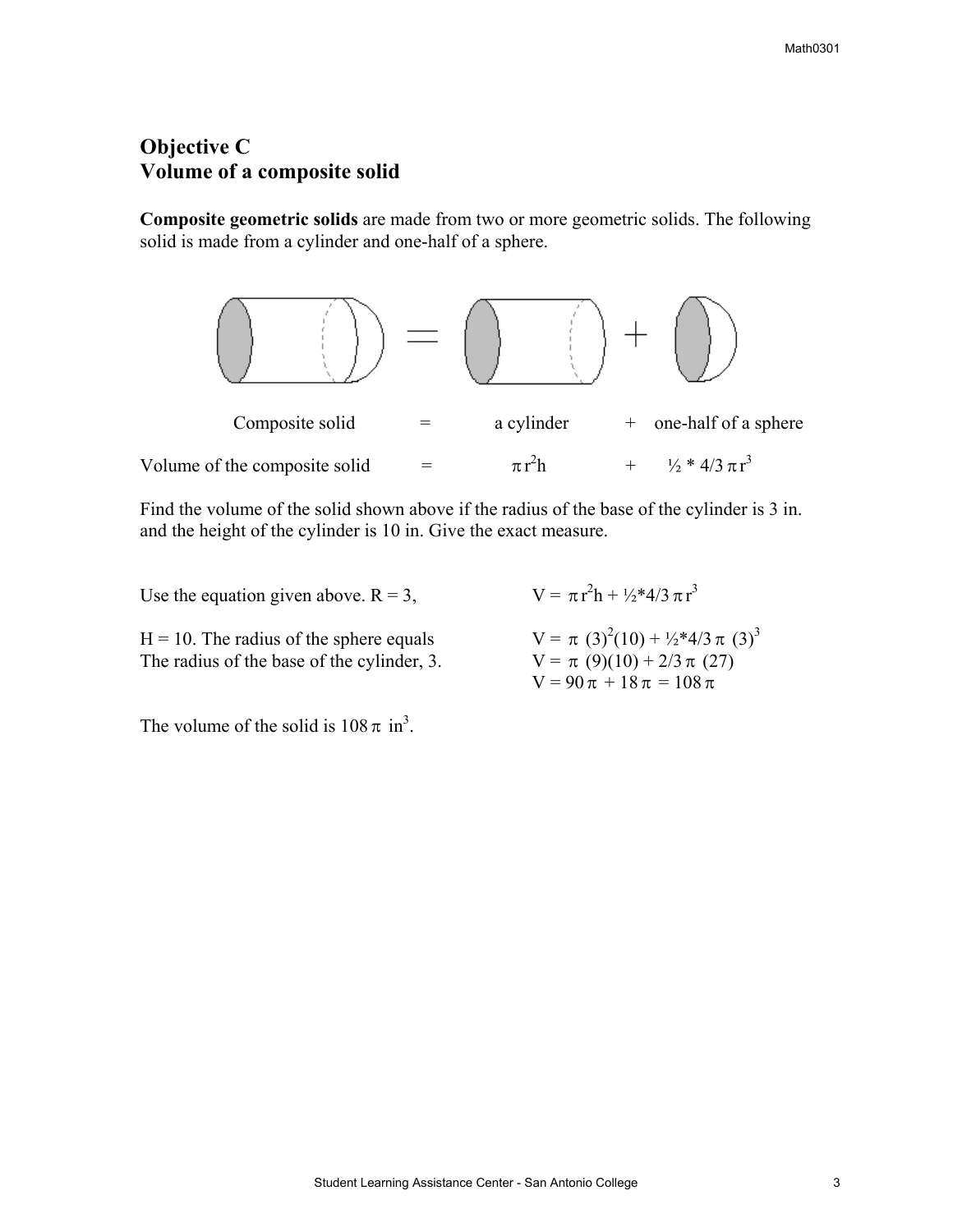## Objective C
## Volume of a composite solid

**Composite geometric solids** are made from two or more geometric solids. The following solid is made from a cylinder and one-half of a sphere.

Composite solid = a cylinder + one-half of a sphere

Volume of the composite solid = $\pi r^2 h$ + $\frac{1}{2} * \frac{4}{3} \pi r^3$

Find the volume of the solid shown above if the radius of the base of the cylinder is 3 in. and the height of the cylinder is 10 in. Give the exact measure.

Use the equation given above. R = 3, H = 10. The radius of the sphere equals The radius of the base of the cylinder, 3.

$V = \pi r^2 h + \frac{1}{2} * \frac{4}{3} \pi r^3$

$V = \pi (3)^2(10) + \frac{1}{2} * \frac{4}{3} \pi (3)^3$

$V = \pi (9)(10) + \frac{2}{3} \pi (27)$

$V = 90\pi + 18\pi = 108\pi$

The volume of the solid is $108\pi$ in$^3$.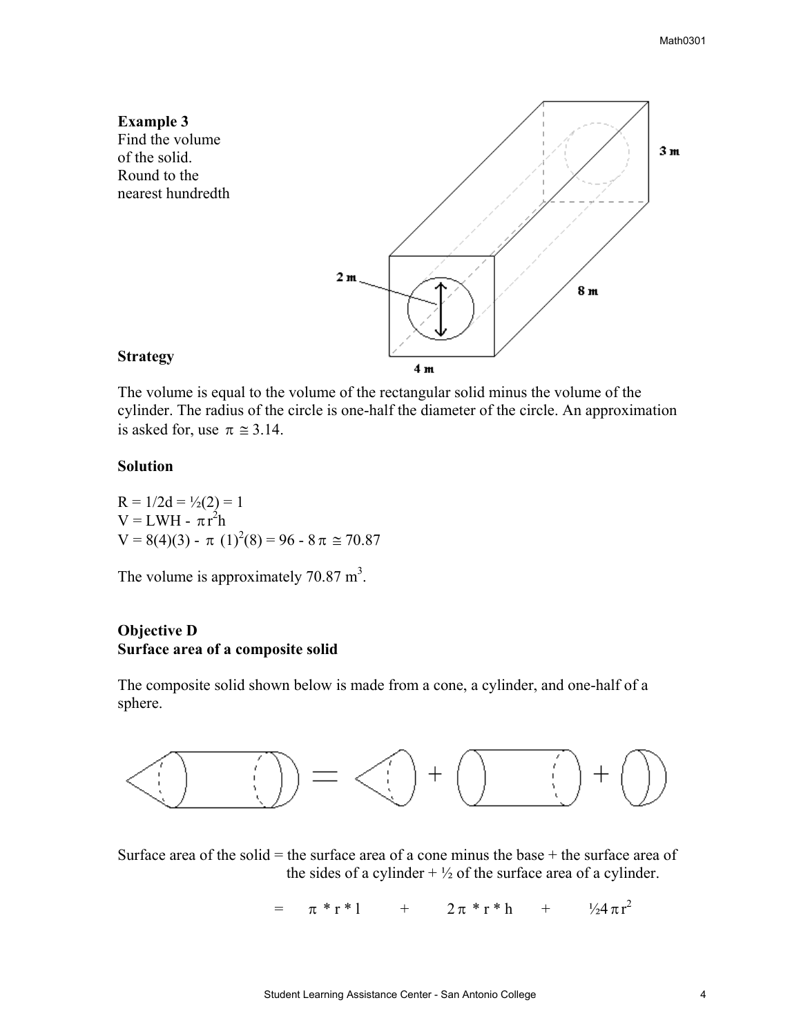**Example 3**
Find the volume of the solid. Round to the nearest hundredth

**Strategy**

The volume is equal to the volume of the rectangular solid minus the volume of the cylinder. The radius of the circle is one-half the diameter of the circle. An approximation is asked for, use $\pi \cong 3.14$.

**Solution**

$R = 1/2d = ½(2) = 1$
$V = LWH - \pi r^2 h$
$V = 8(4)(3) - \pi (1)^2(8) = 96 - 8\pi \cong 70.87$

The volume is approximately 70.87 $m^3$.

**Objective D**
**Surface area of a composite solid**

The composite solid shown below is made from a cone, a cylinder, and one-half of a sphere.

Surface area of the solid = the surface area of a cone minus the base + the surface area of the sides of a cylinder + ½ of the surface area of a cylinder.

$$= \pi * r * l \quad + \quad 2\pi * r * h \quad + \quad ½4\pi r^2$$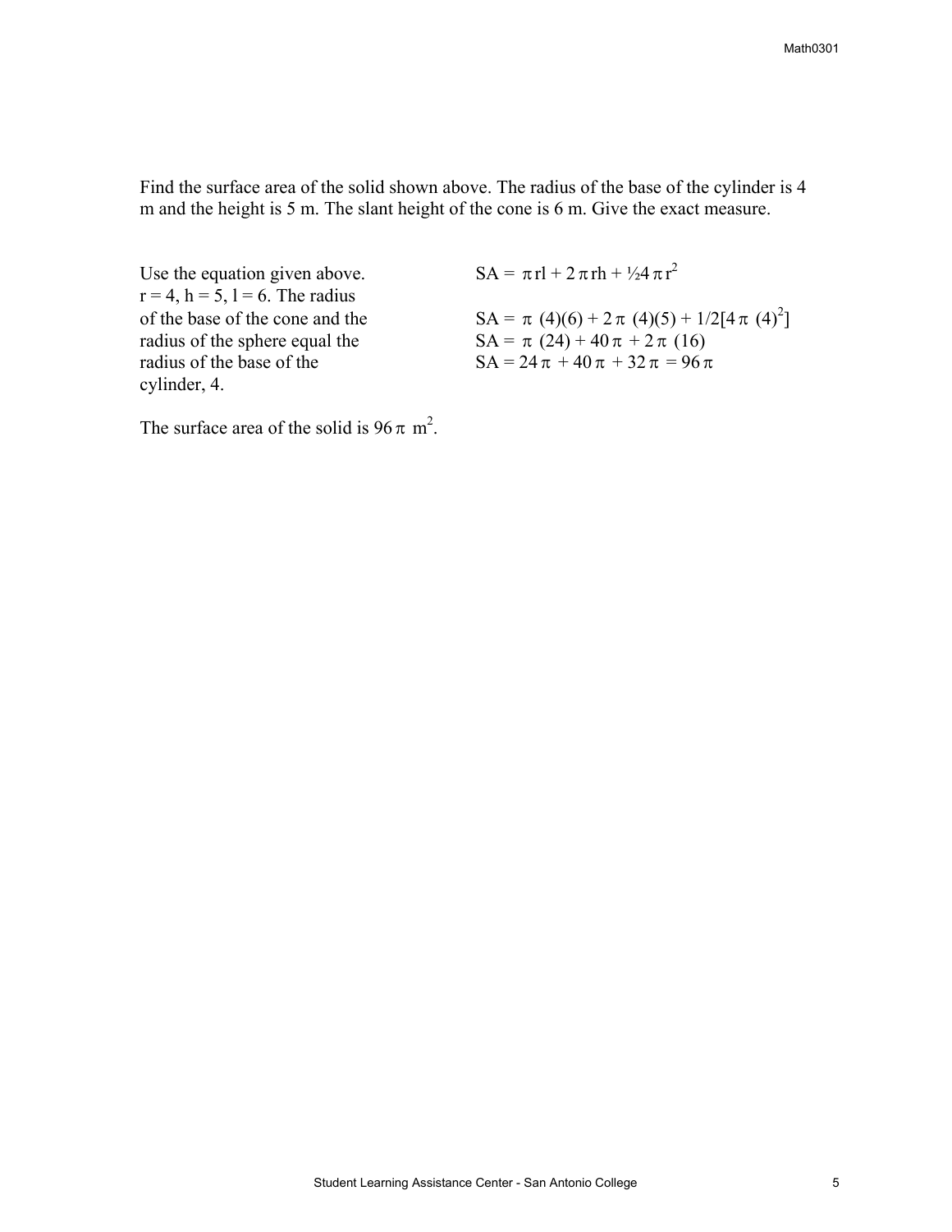Find the surface area of the solid shown above. The radius of the base of the cylinder is 4 m and the height is 5 m. The slant height of the cone is 6 m. Give the exact measure.

Use the equation given above. $r = 4$, $h = 5$, $l = 6$. The radius of the base of the cone and the radius of the sphere equal the radius of the base of the cylinder, 4.

$$SA = \pi rl + 2\pi rh + \tfrac{1}{2}4\pi r^2$$

$$SA = \pi(4)(6) + 2\pi(4)(5) + 1/2[4\pi(4)^2]$$

$$SA = \pi(24) + 40\pi + 2\pi(16)$$

$$SA = 24\pi + 40\pi + 32\pi = 96\pi$$

The surface area of the solid is $96\pi\ m^2$.